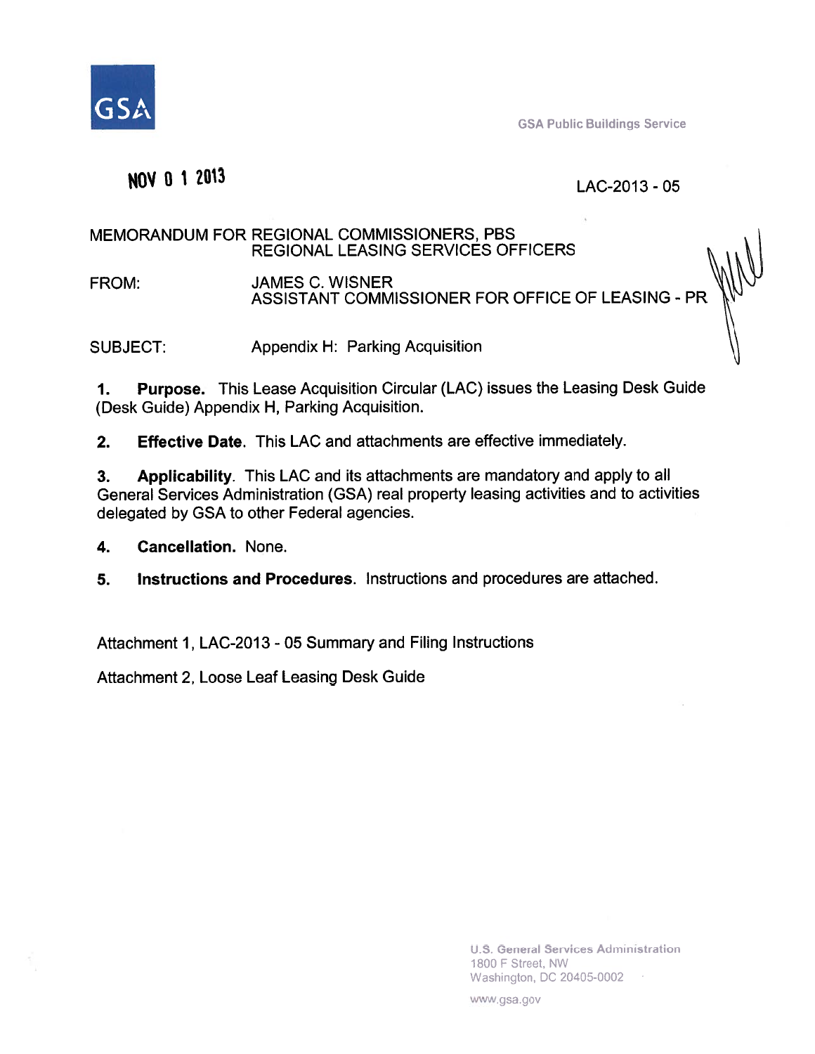GSA

GSA Public Buildings Service

NOV 0 1 2013

LAC-2013 - 05

MEMORANDUM FOR REGIONAL COMMISSIONERS, PBS
REGIONAL LEASING SERVICES OFFICERS

FROM: JAMES C. WISNER
ASSISTANT COMMISSIONER FOR OFFICE OF LEASING - PR

SUBJECT: Appendix H: Parking Acquisition

1. **Purpose.** This Lease Acquisition Circular (LAC) issues the Leasing Desk Guide (Desk Guide) Appendix H, Parking Acquisition.

2. **Effective Date.** This LAC and attachments are effective immediately.

3. **Applicability**. This LAC and its attachments are mandatory and apply to all General Services Administration (GSA) real property leasing activities and to activities delegated by GSA to other Federal agencies.

4. **Cancellation.** None.

5. **Instructions and Procedures**. Instructions and procedures are attached.

Attachment 1, LAC-2013 - 05 Summary and Filing Instructions

Attachment 2, Loose Leaf Leasing Desk Guide

U.S. General Services Administration
1800 F Street, NW
Washington, DC 20405-0002

www.gsa.gov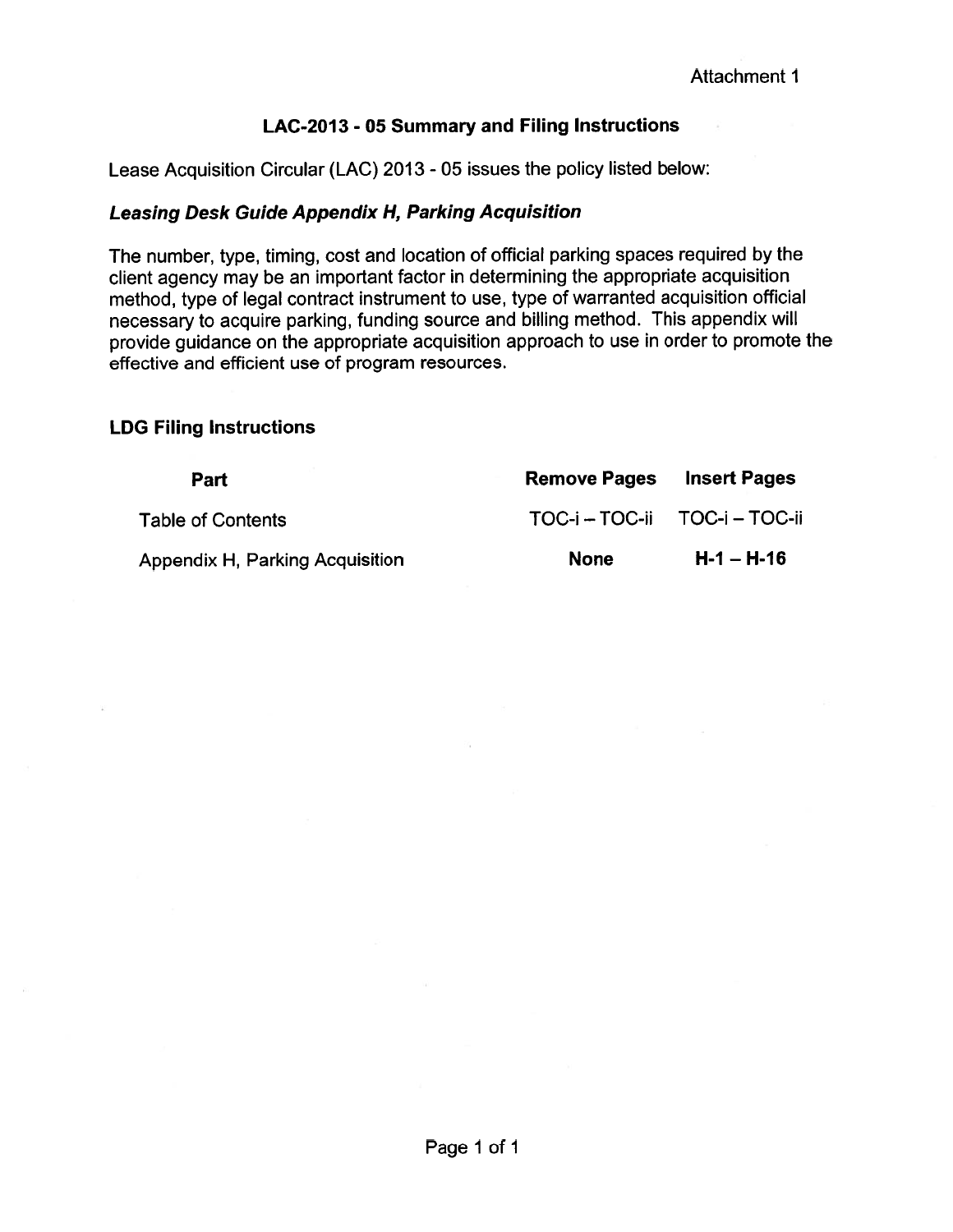Attachment 1

## LAC-2013 - 05 Summary and Filing Instructions

Lease Acquisition Circular (LAC) 2013 - 05 issues the policy listed below:

### *Leasing Desk Guide Appendix H, Parking Acquisition*

The number, type, timing, cost and location of official parking spaces required by the client agency may be an important factor in determining the appropriate acquisition method, type of legal contract instrument to use, type of warranted acquisition official necessary to acquire parking, funding source and billing method. This appendix will provide guidance on the appropriate acquisition approach to use in order to promote the effective and efficient use of program resources.

### LDG Filing Instructions

| Part | Remove Pages | Insert Pages |
| --- | --- | --- |
| Table of Contents | TOC-i – TOC-ii | TOC-i – TOC-ii |
| Appendix H, Parking Acquisition | **None** | **H-1 – H-16** |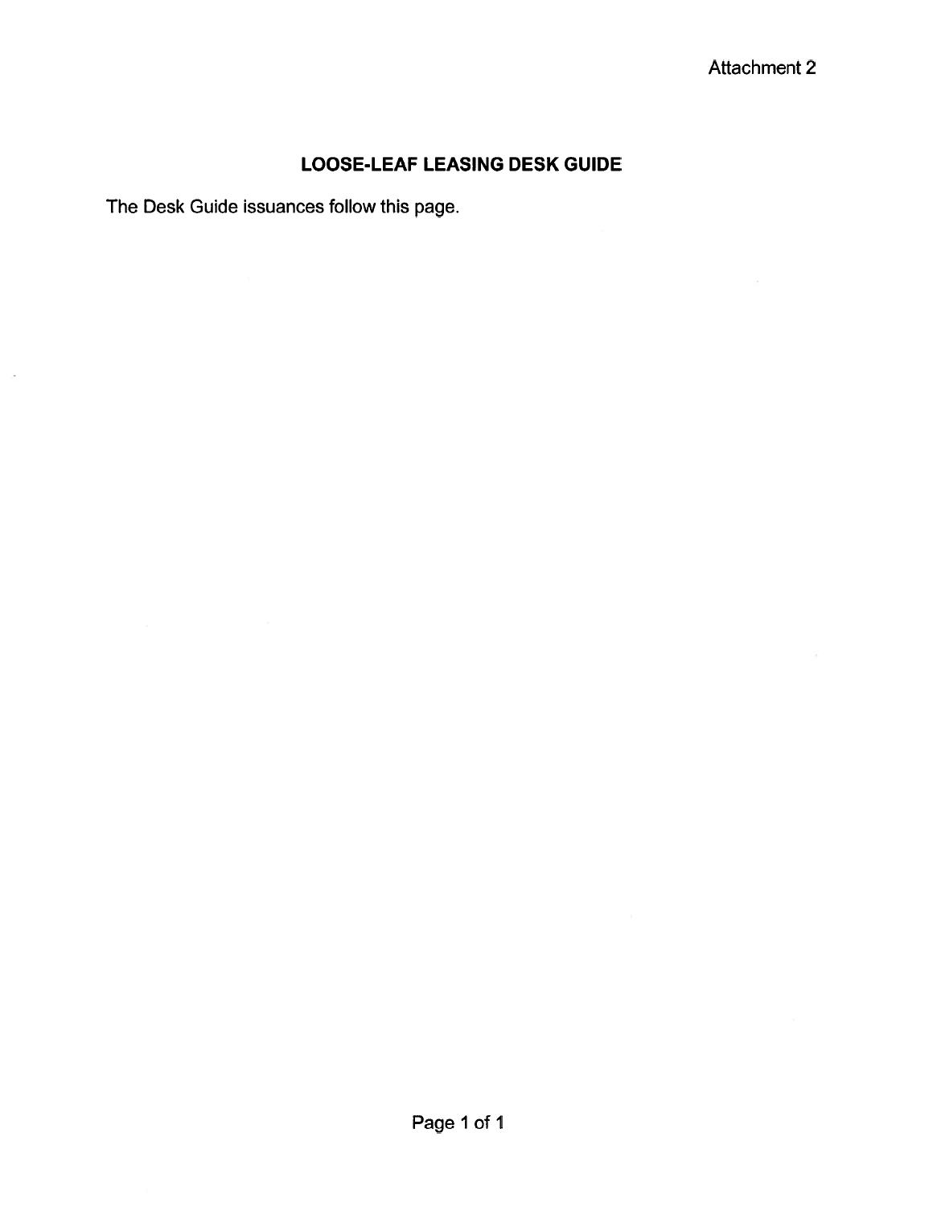Attachment 2

# LOOSE-LEAF LEASING DESK GUIDE

The Desk Guide issuances follow this page.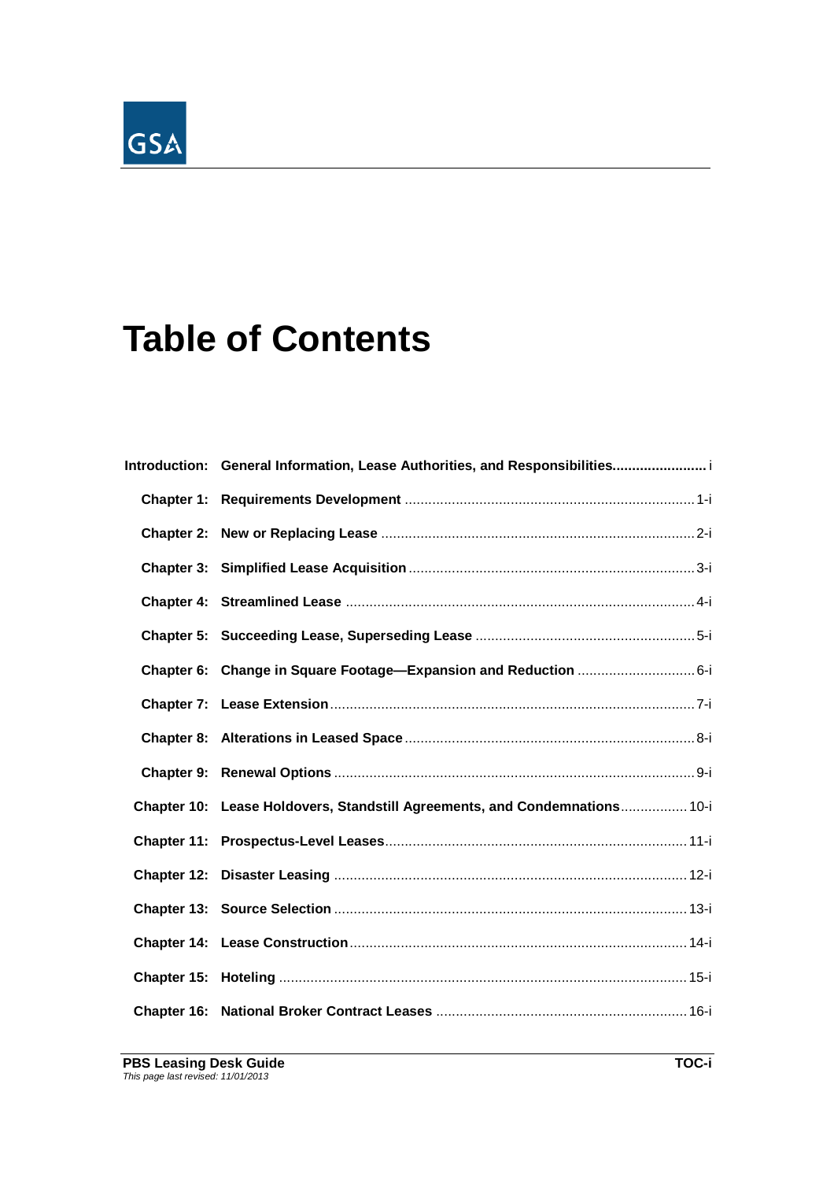# Table of Contents

| | | |
|---|---|---|
| **Introduction:** | **General Information, Lease Authorities, and Responsibilities** | i |
| **Chapter 1:** | **Requirements Development** | 1-i |
| **Chapter 2:** | **New or Replacing Lease** | 2-i |
| **Chapter 3:** | **Simplified Lease Acquisition** | 3-i |
| **Chapter 4:** | **Streamlined Lease** | 4-i |
| **Chapter 5:** | **Succeeding Lease, Superseding Lease** | 5-i |
| **Chapter 6:** | **Change in Square Footage—Expansion and Reduction** | 6-i |
| **Chapter 7:** | **Lease Extension** | 7-i |
| **Chapter 8:** | **Alterations in Leased Space** | 8-i |
| **Chapter 9:** | **Renewal Options** | 9-i |
| **Chapter 10:** | **Lease Holdovers, Standstill Agreements, and Condemnations** | 10-i |
| **Chapter 11:** | **Prospectus-Level Leases** | 11-i |
| **Chapter 12:** | **Disaster Leasing** | 12-i |
| **Chapter 13:** | **Source Selection** | 13-i |
| **Chapter 14:** | **Lease Construction** | 14-i |
| **Chapter 15:** | **Hoteling** | 15-i |
| **Chapter 16:** | **National Broker Contract Leases** | 16-i |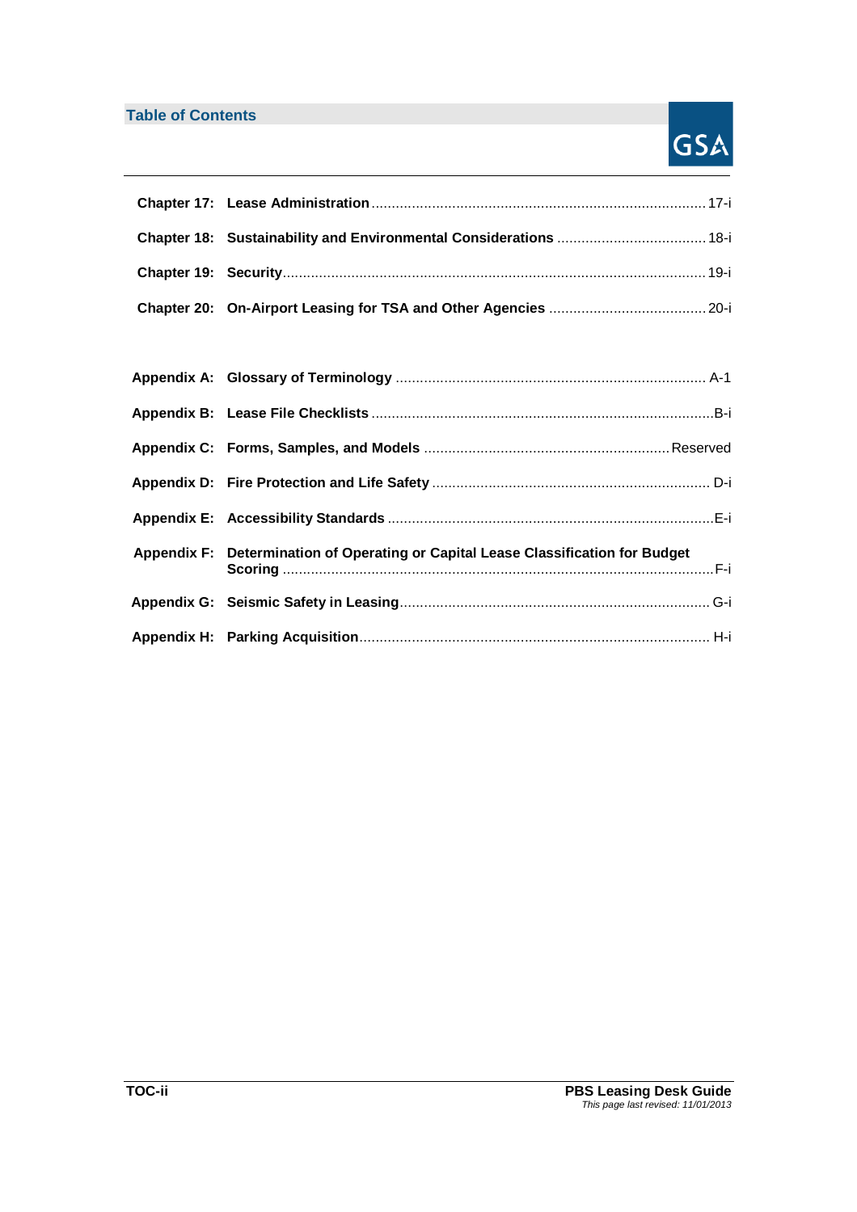## Table of Contents

| | | |
|---|---|---|
| **Chapter 17:** | **Lease Administration** | 17-i |
| **Chapter 18:** | **Sustainability and Environmental Considerations** | 18-i |
| **Chapter 19:** | **Security** | 19-i |
| **Chapter 20:** | **On-Airport Leasing for TSA and Other Agencies** | 20-i |
| **Appendix A:** | **Glossary of Terminology** | A-1 |
| **Appendix B:** | **Lease File Checklists** | B-i |
| **Appendix C:** | **Forms, Samples, and Models** | Reserved |
| **Appendix D:** | **Fire Protection and Life Safety** | D-i |
| **Appendix E:** | **Accessibility Standards** | E-i |
| **Appendix F:** | **Determination of Operating or Capital Lease Classification for Budget Scoring** | F-i |
| **Appendix G:** | **Seismic Safety in Leasing** | G-i |
| **Appendix H:** | **Parking Acquisition** | H-i |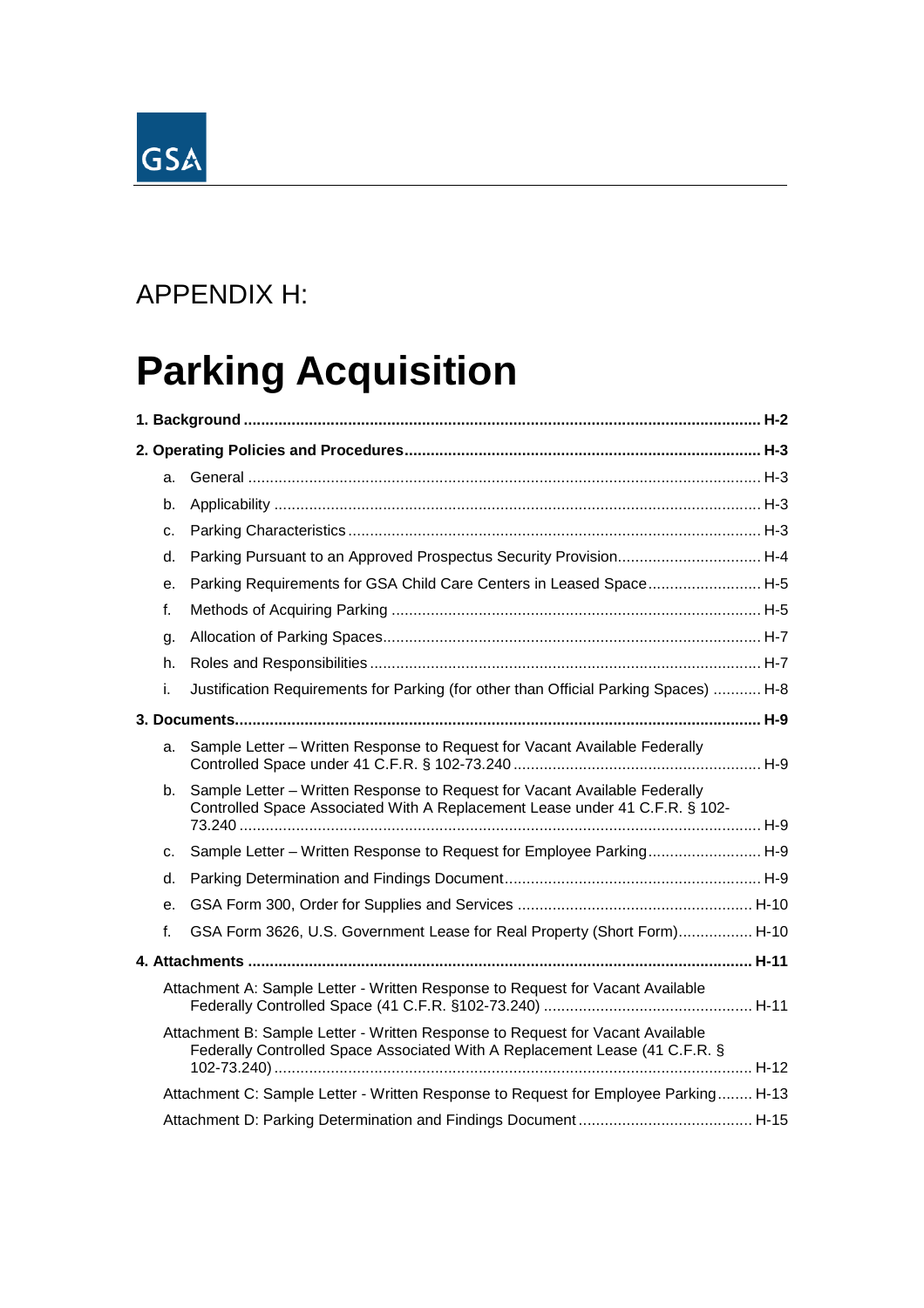GSA

APPENDIX H:

# Parking Acquisition

**1. Background** ..... **H-2**

**2. Operating Policies and Procedures** ..... **H-3**

- a. General ..... H-3
- b. Applicability ..... H-3
- c. Parking Characteristics ..... H-3
- d. Parking Pursuant to an Approved Prospectus Security Provision ..... H-4
- e. Parking Requirements for GSA Child Care Centers in Leased Space ..... H-5
- f. Methods of Acquiring Parking ..... H-5
- g. Allocation of Parking Spaces ..... H-7
- h. Roles and Responsibilities ..... H-7
- i. Justification Requirements for Parking (for other than Official Parking Spaces) ..... H-8

**3. Documents** ..... **H-9**

- a. Sample Letter – Written Response to Request for Vacant Available Federally Controlled Space under 41 C.F.R. § 102-73.240 ..... H-9
- b. Sample Letter – Written Response to Request for Vacant Available Federally Controlled Space Associated With A Replacement Lease under 41 C.F.R. § 102-73.240 ..... H-9
- c. Sample Letter – Written Response to Request for Employee Parking ..... H-9
- d. Parking Determination and Findings Document ..... H-9
- e. GSA Form 300, Order for Supplies and Services ..... H-10
- f. GSA Form 3626, U.S. Government Lease for Real Property (Short Form) ..... H-10

**4. Attachments** ..... **H-11**

- Attachment A: Sample Letter - Written Response to Request for Vacant Available Federally Controlled Space (41 C.F.R. §102-73.240) ..... H-11
- Attachment B: Sample Letter - Written Response to Request for Vacant Available Federally Controlled Space Associated With A Replacement Lease (41 C.F.R. § 102-73.240) ..... H-12
- Attachment C: Sample Letter - Written Response to Request for Employee Parking ..... H-13
- Attachment D: Parking Determination and Findings Document ..... H-15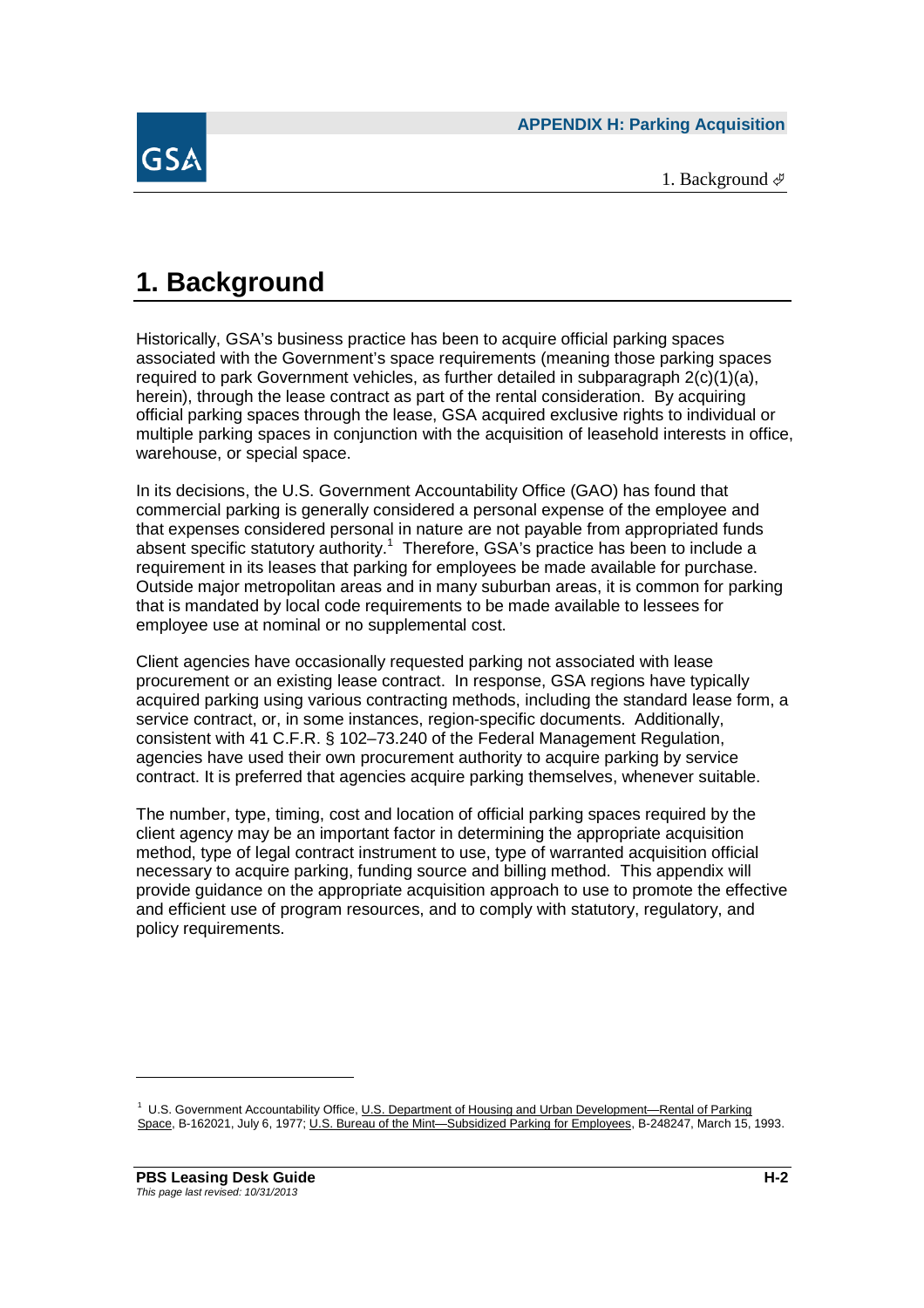// Page 7 of 21 — document id 0d88615dfc46
# 1. Background

Historically, GSA's business practice has been to acquire official parking spaces associated with the Government's space requirements (meaning those parking spaces required to park Government vehicles, as further detailed in subparagraph 2(c)(1)(a), herein), through the lease contract as part of the rental consideration. By acquiring official parking spaces through the lease, GSA acquired exclusive rights to individual or multiple parking spaces in conjunction with the acquisition of leasehold interests in office, warehouse, or special space.

In its decisions, the U.S. Government Accountability Office (GAO) has found that commercial parking is generally considered a personal expense of the employee and that expenses considered personal in nature are not payable from appropriated funds absent specific statutory authority.[1] Therefore, GSA's practice has been to include a requirement in its leases that parking for employees be made available for purchase. Outside major metropolitan areas and in many suburban areas, it is common for parking that is mandated by local code requirements to be made available to lessees for employee use at nominal or no supplemental cost.

Client agencies have occasionally requested parking not associated with lease procurement or an existing lease contract. In response, GSA regions have typically acquired parking using various contracting methods, including the standard lease form, a service contract, or, in some instances, region-specific documents. Additionally, consistent with 41 C.F.R. § 102–73.240 of the Federal Management Regulation, agencies have used their own procurement authority to acquire parking by service contract. It is preferred that agencies acquire parking themselves, whenever suitable.

The number, type, timing, cost and location of official parking spaces required by the client agency may be an important factor in determining the appropriate acquisition method, type of legal contract instrument to use, type of warranted acquisition official necessary to acquire parking, funding source and billing method. This appendix will provide guidance on the appropriate acquisition approach to use to promote the effective and efficient use of program resources, and to comply with statutory, regulatory, and policy requirements.

---

[1] U.S. Government Accountability Office, U.S. Department of Housing and Urban Development—Rental of Parking Space, B-162021, July 6, 1977; U.S. Bureau of the Mint—Subsidized Parking for Employees, B-248247, March 15, 1993.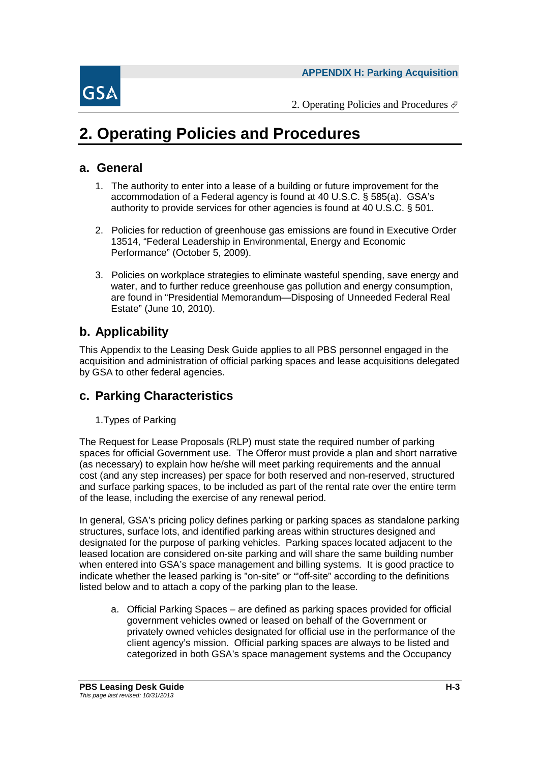# 2. Operating Policies and Procedures

## a. General

1. The authority to enter into a lease of a building or future improvement for the accommodation of a Federal agency is found at 40 U.S.C. § 585(a). GSA's authority to provide services for other agencies is found at 40 U.S.C. § 501.

2. Policies for reduction of greenhouse gas emissions are found in Executive Order 13514, "Federal Leadership in Environmental, Energy and Economic Performance" (October 5, 2009).

3. Policies on workplace strategies to eliminate wasteful spending, save energy and water, and to further reduce greenhouse gas pollution and energy consumption, are found in "Presidential Memorandum—Disposing of Unneeded Federal Real Estate" (June 10, 2010).

## b. Applicability

This Appendix to the Leasing Desk Guide applies to all PBS personnel engaged in the acquisition and administration of official parking spaces and lease acquisitions delegated by GSA to other federal agencies.

## c. Parking Characteristics

1. Types of Parking

The Request for Lease Proposals (RLP) must state the required number of parking spaces for official Government use. The Offeror must provide a plan and short narrative (as necessary) to explain how he/she will meet parking requirements and the annual cost (and any step increases) per space for both reserved and non-reserved, structured and surface parking spaces, to be included as part of the rental rate over the entire term of the lease, including the exercise of any renewal period.

In general, GSA's pricing policy defines parking or parking spaces as standalone parking structures, surface lots, and identified parking areas within structures designed and designated for the purpose of parking vehicles. Parking spaces located adjacent to the leased location are considered on-site parking and will share the same building number when entered into GSA's space management and billing systems. It is good practice to indicate whether the leased parking is "on-site" or "'off-site" according to the definitions listed below and to attach a copy of the parking plan to the lease.

a. Official Parking Spaces – are defined as parking spaces provided for official government vehicles owned or leased on behalf of the Government or privately owned vehicles designated for official use in the performance of the client agency's mission. Official parking spaces are always to be listed and categorized in both GSA's space management systems and the Occupancy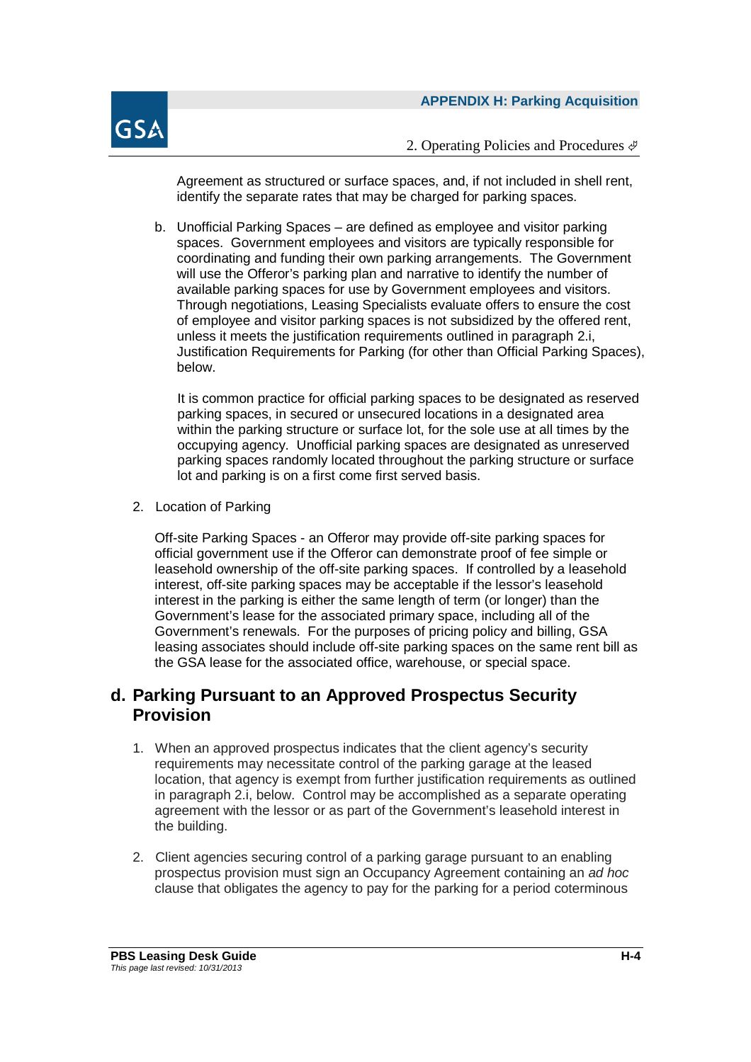Agreement as structured or surface spaces, and, if not included in shell rent, identify the separate rates that may be charged for parking spaces.

b. Unofficial Parking Spaces – are defined as employee and visitor parking spaces. Government employees and visitors are typically responsible for coordinating and funding their own parking arrangements. The Government will use the Offeror's parking plan and narrative to identify the number of available parking spaces for use by Government employees and visitors. Through negotiations, Leasing Specialists evaluate offers to ensure the cost of employee and visitor parking spaces is not subsidized by the offered rent, unless it meets the justification requirements outlined in paragraph 2.i, Justification Requirements for Parking (for other than Official Parking Spaces), below.

   It is common practice for official parking spaces to be designated as reserved parking spaces, in secured or unsecured locations in a designated area within the parking structure or surface lot, for the sole use at all times by the occupying agency. Unofficial parking spaces are designated as unreserved parking spaces randomly located throughout the parking structure or surface lot and parking is on a first come first served basis.

2. Location of Parking

   Off-site Parking Spaces - an Offeror may provide off-site parking spaces for official government use if the Offeror can demonstrate proof of fee simple or leasehold ownership of the off-site parking spaces. If controlled by a leasehold interest, off-site parking spaces may be acceptable if the lessor's leasehold interest in the parking is either the same length of term (or longer) than the Government's lease for the associated primary space, including all of the Government's renewals. For the purposes of pricing policy and billing, GSA leasing associates should include off-site parking spaces on the same rent bill as the GSA lease for the associated office, warehouse, or special space.

## d. Parking Pursuant to an Approved Prospectus Security Provision

1. When an approved prospectus indicates that the client agency's security requirements may necessitate control of the parking garage at the leased location, that agency is exempt from further justification requirements as outlined in paragraph 2.i, below. Control may be accomplished as a separate operating agreement with the lessor or as part of the Government's leasehold interest in the building.

2. Client agencies securing control of a parking garage pursuant to an enabling prospectus provision must sign an Occupancy Agreement containing an *ad hoc* clause that obligates the agency to pay for the parking for a period coterminous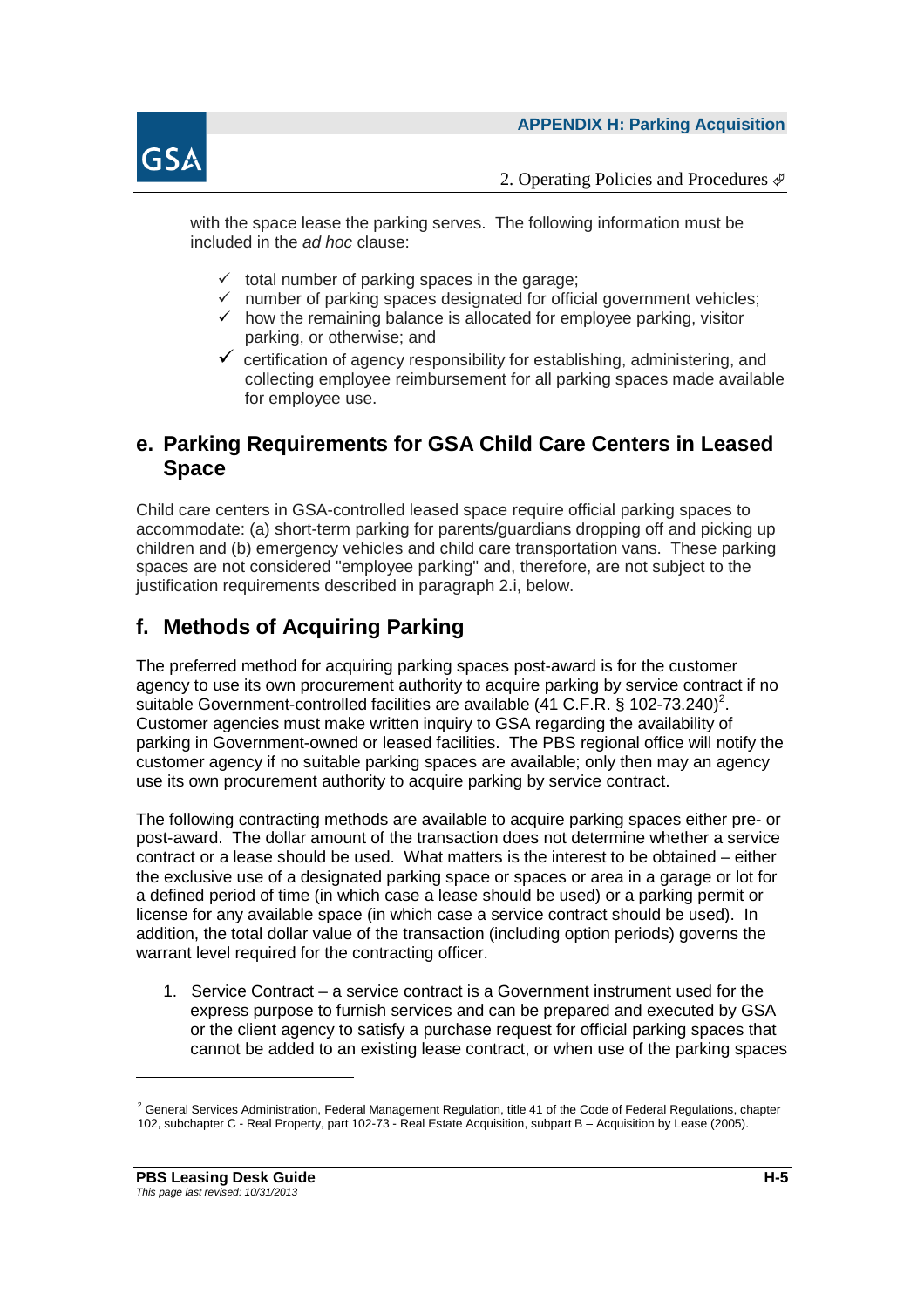with the space lease the parking serves. The following information must be included in the *ad hoc* clause:

- ✓ total number of parking spaces in the garage;
- ✓ number of parking spaces designated for official government vehicles;
- ✓ how the remaining balance is allocated for employee parking, visitor parking, or otherwise; and
- ✓ certification of agency responsibility for establishing, administering, and collecting employee reimbursement for all parking spaces made available for employee use.

## e. Parking Requirements for GSA Child Care Centers in Leased Space

Child care centers in GSA-controlled leased space require official parking spaces to accommodate: (a) short-term parking for parents/guardians dropping off and picking up children and (b) emergency vehicles and child care transportation vans. These parking spaces are not considered "employee parking" and, therefore, are not subject to the justification requirements described in paragraph 2.i, below.

## f. Methods of Acquiring Parking

The preferred method for acquiring parking spaces post-award is for the customer agency to use its own procurement authority to acquire parking by service contract if no suitable Government-controlled facilities are available (41 C.F.R. § 102-73.240)[2]. Customer agencies must make written inquiry to GSA regarding the availability of parking in Government-owned or leased facilities. The PBS regional office will notify the customer agency if no suitable parking spaces are available; only then may an agency use its own procurement authority to acquire parking by service contract.

The following contracting methods are available to acquire parking spaces either pre- or post-award. The dollar amount of the transaction does not determine whether a service contract or a lease should be used. What matters is the interest to be obtained – either the exclusive use of a designated parking space or spaces or area in a garage or lot for a defined period of time (in which case a lease should be used) or a parking permit or license for any available space (in which case a service contract should be used). In addition, the total dollar value of the transaction (including option periods) governs the warrant level required for the contracting officer.

1. Service Contract – a service contract is a Government instrument used for the express purpose to furnish services and can be prepared and executed by GSA or the client agency to satisfy a purchase request for official parking spaces that cannot be added to an existing lease contract, or when use of the parking spaces

---

[2] General Services Administration, Federal Management Regulation, title 41 of the Code of Federal Regulations, chapter 102, subchapter C - Real Property, part 102-73 - Real Estate Acquisition, subpart B – Acquisition by Lease (2005).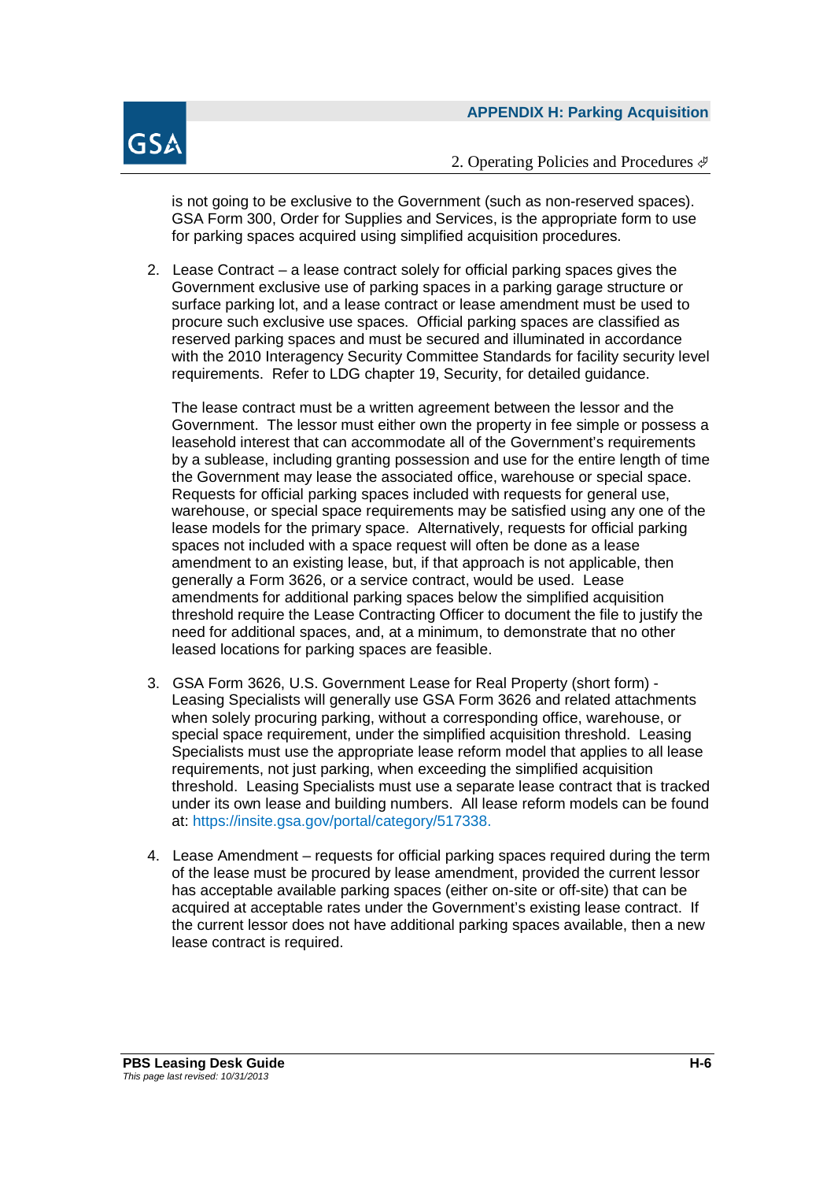is not going to be exclusive to the Government (such as non-reserved spaces). GSA Form 300, Order for Supplies and Services, is the appropriate form to use for parking spaces acquired using simplified acquisition procedures.

2. Lease Contract – a lease contract solely for official parking spaces gives the Government exclusive use of parking spaces in a parking garage structure or surface parking lot, and a lease contract or lease amendment must be used to procure such exclusive use spaces. Official parking spaces are classified as reserved parking spaces and must be secured and illuminated in accordance with the 2010 Interagency Security Committee Standards for facility security level requirements. Refer to LDG chapter 19, Security, for detailed guidance.

   The lease contract must be a written agreement between the lessor and the Government. The lessor must either own the property in fee simple or possess a leasehold interest that can accommodate all of the Government's requirements by a sublease, including granting possession and use for the entire length of time the Government may lease the associated office, warehouse or special space. Requests for official parking spaces included with requests for general use, warehouse, or special space requirements may be satisfied using any one of the lease models for the primary space. Alternatively, requests for official parking spaces not included with a space request will often be done as a lease amendment to an existing lease, but, if that approach is not applicable, then generally a Form 3626, or a service contract, would be used. Lease amendments for additional parking spaces below the simplified acquisition threshold require the Lease Contracting Officer to document the file to justify the need for additional spaces, and, at a minimum, to demonstrate that no other leased locations for parking spaces are feasible.

3. GSA Form 3626, U.S. Government Lease for Real Property (short form) - Leasing Specialists will generally use GSA Form 3626 and related attachments when solely procuring parking, without a corresponding office, warehouse, or special space requirement, under the simplified acquisition threshold. Leasing Specialists must use the appropriate lease reform model that applies to all lease requirements, not just parking, when exceeding the simplified acquisition threshold. Leasing Specialists must use a separate lease contract that is tracked under its own lease and building numbers. All lease reform models can be found at: https://insite.gsa.gov/portal/category/517338.

4. Lease Amendment – requests for official parking spaces required during the term of the lease must be procured by lease amendment, provided the current lessor has acceptable available parking spaces (either on-site or off-site) that can be acquired at acceptable rates under the Government's existing lease contract. If the current lessor does not have additional parking spaces available, then a new lease contract is required.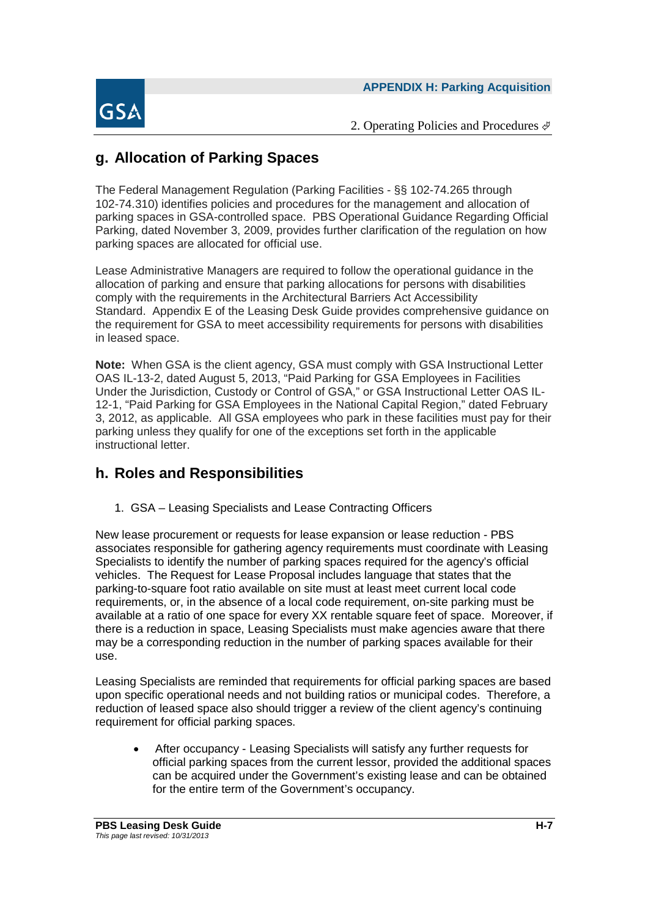## g. Allocation of Parking Spaces

The Federal Management Regulation (Parking Facilities - §§ 102-74.265 through 102-74.310) identifies policies and procedures for the management and allocation of parking spaces in GSA-controlled space. PBS Operational Guidance Regarding Official Parking, dated November 3, 2009, provides further clarification of the regulation on how parking spaces are allocated for official use.

Lease Administrative Managers are required to follow the operational guidance in the allocation of parking and ensure that parking allocations for persons with disabilities comply with the requirements in the Architectural Barriers Act Accessibility Standard. Appendix E of the Leasing Desk Guide provides comprehensive guidance on the requirement for GSA to meet accessibility requirements for persons with disabilities in leased space.

**Note:** When GSA is the client agency, GSA must comply with GSA Instructional Letter OAS IL-13-2, dated August 5, 2013, "Paid Parking for GSA Employees in Facilities Under the Jurisdiction, Custody or Control of GSA," or GSA Instructional Letter OAS IL-12-1, "Paid Parking for GSA Employees in the National Capital Region," dated February 3, 2012, as applicable. All GSA employees who park in these facilities must pay for their parking unless they qualify for one of the exceptions set forth in the applicable instructional letter.

## h. Roles and Responsibilities

1. GSA – Leasing Specialists and Lease Contracting Officers

New lease procurement or requests for lease expansion or lease reduction - PBS associates responsible for gathering agency requirements must coordinate with Leasing Specialists to identify the number of parking spaces required for the agency's official vehicles. The Request for Lease Proposal includes language that states that the parking-to-square foot ratio available on site must at least meet current local code requirements, or, in the absence of a local code requirement, on-site parking must be available at a ratio of one space for every XX rentable square feet of space. Moreover, if there is a reduction in space, Leasing Specialists must make agencies aware that there may be a corresponding reduction in the number of parking spaces available for their use.

Leasing Specialists are reminded that requirements for official parking spaces are based upon specific operational needs and not building ratios or municipal codes. Therefore, a reduction of leased space also should trigger a review of the client agency's continuing requirement for official parking spaces.

- After occupancy - Leasing Specialists will satisfy any further requests for official parking spaces from the current lessor, provided the additional spaces can be acquired under the Government's existing lease and can be obtained for the entire term of the Government's occupancy.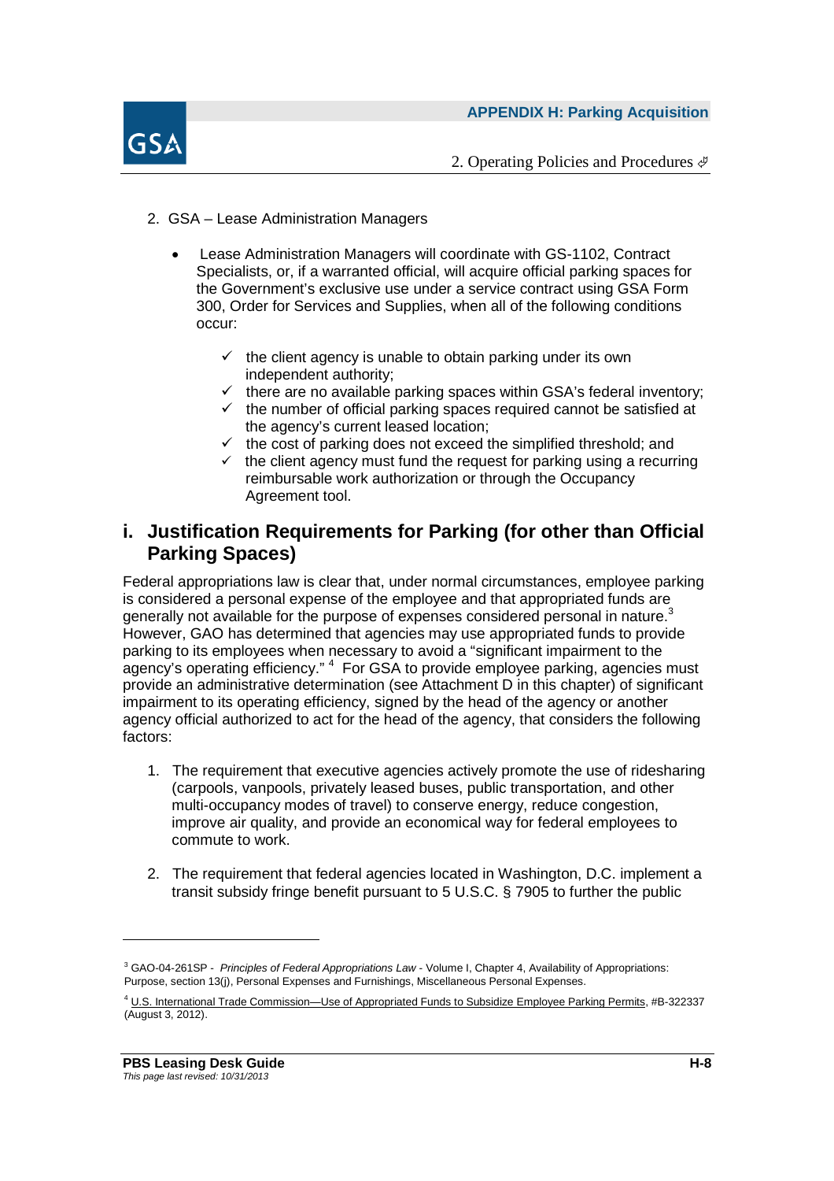2. GSA – Lease Administration Managers

- Lease Administration Managers will coordinate with GS-1102, Contract Specialists, or, if a warranted official, will acquire official parking spaces for the Government's exclusive use under a service contract using GSA Form 300, Order for Services and Supplies, when all of the following conditions occur:

  - ✓ the client agency is unable to obtain parking under its own independent authority;
  - ✓ there are no available parking spaces within GSA's federal inventory;
  - ✓ the number of official parking spaces required cannot be satisfied at the agency's current leased location;
  - ✓ the cost of parking does not exceed the simplified threshold; and
  - ✓ the client agency must fund the request for parking using a recurring reimbursable work authorization or through the Occupancy Agreement tool.

## i. Justification Requirements for Parking (for other than Official Parking Spaces)

Federal appropriations law is clear that, under normal circumstances, employee parking is considered a personal expense of the employee and that appropriated funds are generally not available for the purpose of expenses considered personal in nature.[3] However, GAO has determined that agencies may use appropriated funds to provide parking to its employees when necessary to avoid a "significant impairment to the agency's operating efficiency." [4] For GSA to provide employee parking, agencies must provide an administrative determination (see Attachment D in this chapter) of significant impairment to its operating efficiency, signed by the head of the agency or another agency official authorized to act for the head of the agency, that considers the following factors:

1. The requirement that executive agencies actively promote the use of ridesharing (carpools, vanpools, privately leased buses, public transportation, and other multi-occupancy modes of travel) to conserve energy, reduce congestion, improve air quality, and provide an economical way for federal employees to commute to work.

2. The requirement that federal agencies located in Washington, D.C. implement a transit subsidy fringe benefit pursuant to 5 U.S.C. § 7905 to further the public

---

[3] GAO-04-261SP - *Principles of Federal Appropriations Law* - Volume I, Chapter 4, Availability of Appropriations: Purpose, section 13(j), Personal Expenses and Furnishings, Miscellaneous Personal Expenses.

[4] U.S. International Trade Commission—Use of Appropriated Funds to Subsidize Employee Parking Permits, #B-322337 (August 3, 2012).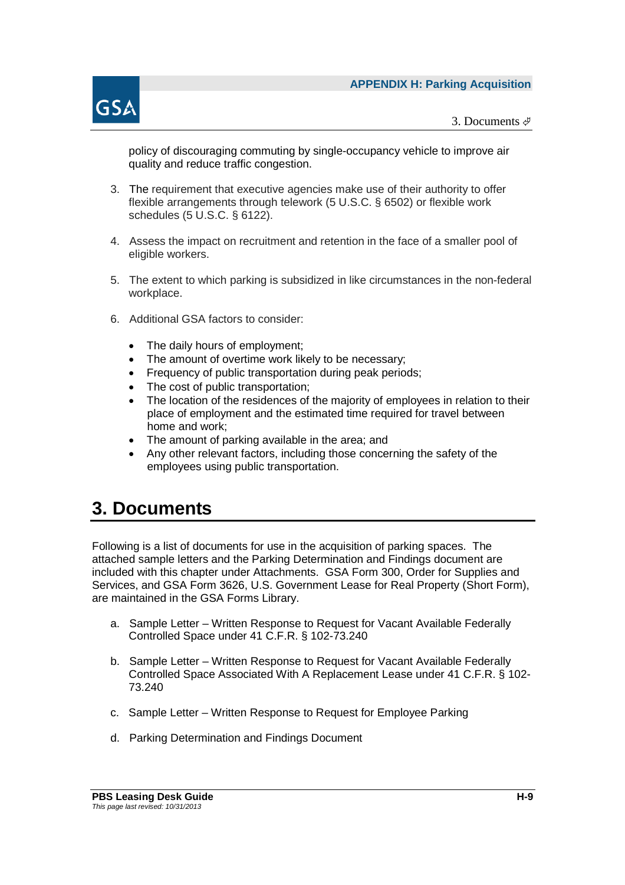policy of discouraging commuting by single-occupancy vehicle to improve air quality and reduce traffic congestion.

3. The requirement that executive agencies make use of their authority to offer flexible arrangements through telework (5 U.S.C. § 6502) or flexible work schedules (5 U.S.C. § 6122).

4. Assess the impact on recruitment and retention in the face of a smaller pool of eligible workers.

5. The extent to which parking is subsidized in like circumstances in the non-federal workplace.

6. Additional GSA factors to consider:

   - The daily hours of employment;
   - The amount of overtime work likely to be necessary;
   - Frequency of public transportation during peak periods;
   - The cost of public transportation;
   - The location of the residences of the majority of employees in relation to their place of employment and the estimated time required for travel between home and work;
   - The amount of parking available in the area; and
   - Any other relevant factors, including those concerning the safety of the employees using public transportation.

## 3. Documents

Following is a list of documents for use in the acquisition of parking spaces. The attached sample letters and the Parking Determination and Findings document are included with this chapter under Attachments. GSA Form 300, Order for Supplies and Services, and GSA Form 3626, U.S. Government Lease for Real Property (Short Form), are maintained in the GSA Forms Library.

a. Sample Letter – Written Response to Request for Vacant Available Federally Controlled Space under 41 C.F.R. § 102-73.240

b. Sample Letter – Written Response to Request for Vacant Available Federally Controlled Space Associated With A Replacement Lease under 41 C.F.R. § 102-73.240

c. Sample Letter – Written Response to Request for Employee Parking

d. Parking Determination and Findings Document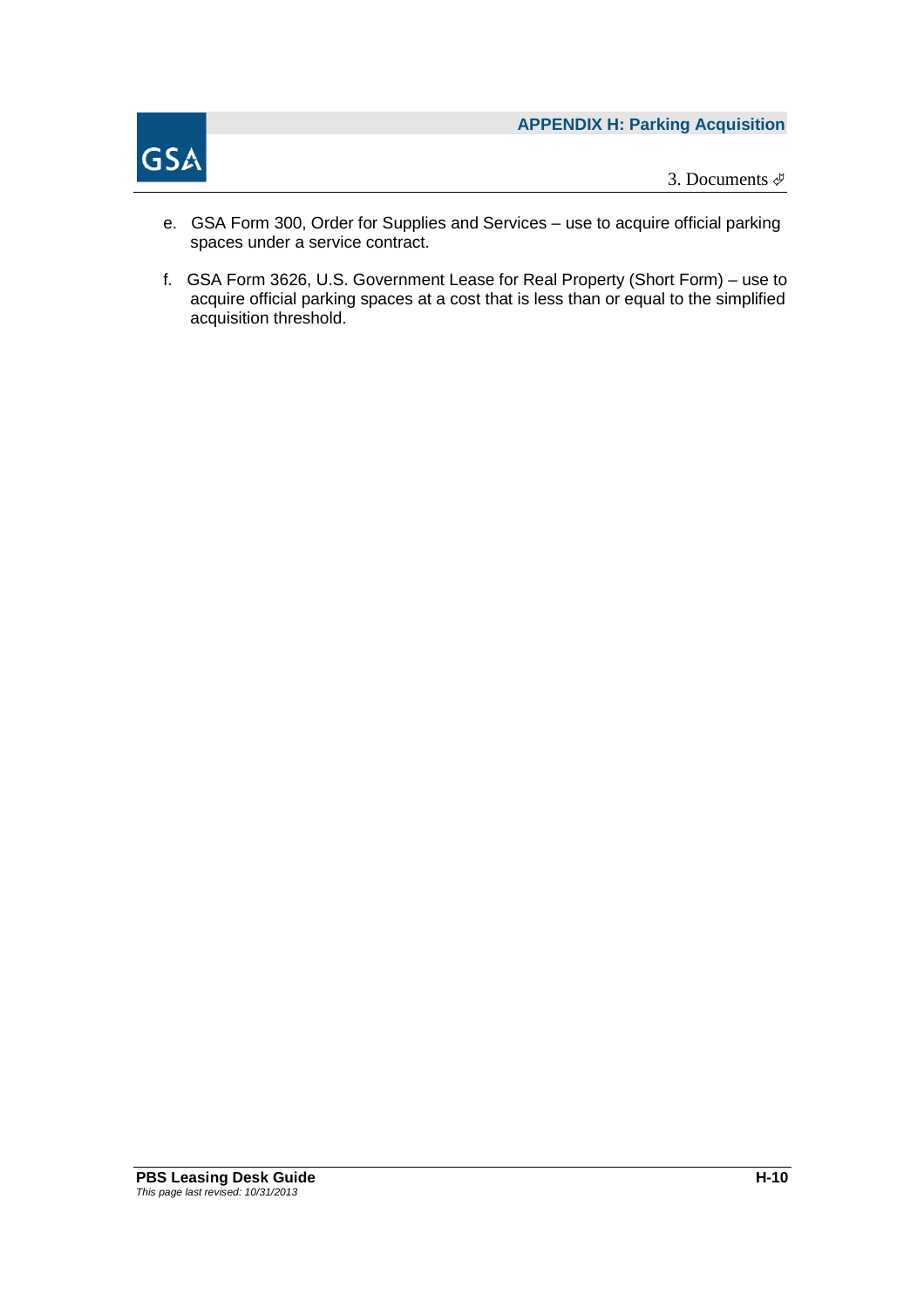e. GSA Form 300, Order for Supplies and Services – use to acquire official parking spaces under a service contract.

f. GSA Form 3626, U.S. Government Lease for Real Property (Short Form) – use to acquire official parking spaces at a cost that is less than or equal to the simplified acquisition threshold.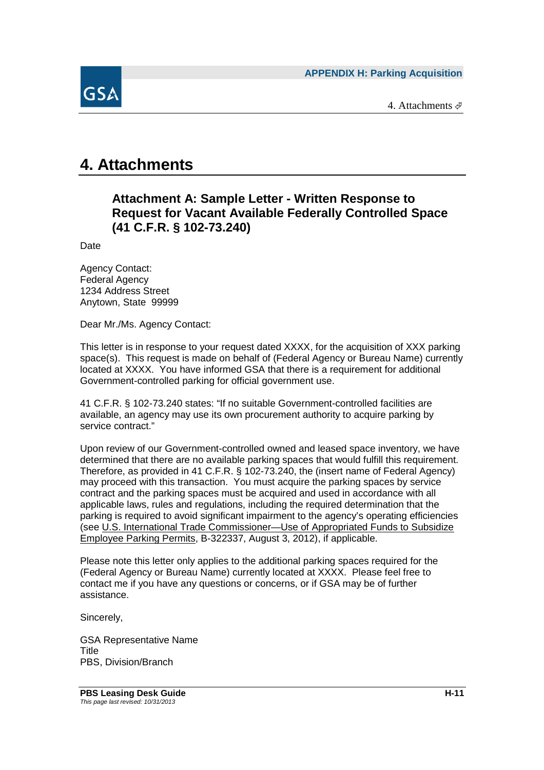# 4. Attachments

## Attachment A: Sample Letter - Written Response to Request for Vacant Available Federally Controlled Space (41 C.F.R. § 102-73.240)

Date

Agency Contact:
Federal Agency
1234 Address Street
Anytown, State 99999

Dear Mr./Ms. Agency Contact:

This letter is in response to your request dated XXXX, for the acquisition of XXX parking space(s). This request is made on behalf of (Federal Agency or Bureau Name) currently located at XXXX. You have informed GSA that there is a requirement for additional Government-controlled parking for official government use.

41 C.F.R. § 102-73.240 states: "If no suitable Government-controlled facilities are available, an agency may use its own procurement authority to acquire parking by service contract."

Upon review of our Government-controlled owned and leased space inventory, we have determined that there are no available parking spaces that would fulfill this requirement. Therefore, as provided in 41 C.F.R. § 102-73.240, the (insert name of Federal Agency) may proceed with this transaction. You must acquire the parking spaces by service contract and the parking spaces must be acquired and used in accordance with all applicable laws, rules and regulations, including the required determination that the parking is required to avoid significant impairment to the agency's operating efficiencies (see U.S. International Trade Commissioner—Use of Appropriated Funds to Subsidize Employee Parking Permits, B-322337, August 3, 2012), if applicable.

Please note this letter only applies to the additional parking spaces required for the (Federal Agency or Bureau Name) currently located at XXXX. Please feel free to contact me if you have any questions or concerns, or if GSA may be of further assistance.

Sincerely,

GSA Representative Name
Title
PBS, Division/Branch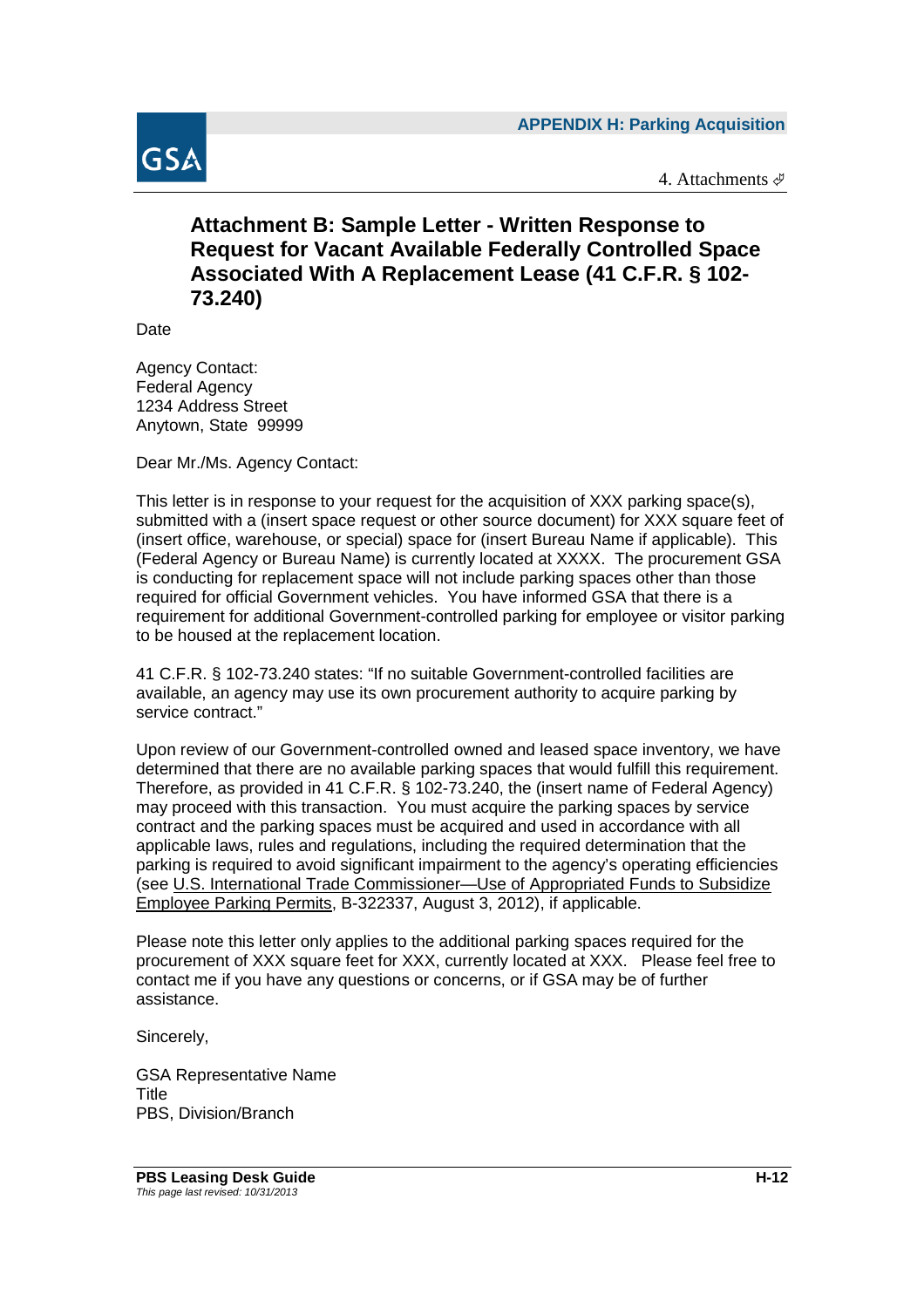## Attachment B: Sample Letter - Written Response to Request for Vacant Available Federally Controlled Space Associated With A Replacement Lease (41 C.F.R. § 102-73.240)

Date

Agency Contact:
Federal Agency
1234 Address Street
Anytown, State 99999

Dear Mr./Ms. Agency Contact:

This letter is in response to your request for the acquisition of XXX parking space(s), submitted with a (insert space request or other source document) for XXX square feet of (insert office, warehouse, or special) space for (insert Bureau Name if applicable). This (Federal Agency or Bureau Name) is currently located at XXXX. The procurement GSA is conducting for replacement space will not include parking spaces other than those required for official Government vehicles. You have informed GSA that there is a requirement for additional Government-controlled parking for employee or visitor parking to be housed at the replacement location.

41 C.F.R. § 102-73.240 states: "If no suitable Government-controlled facilities are available, an agency may use its own procurement authority to acquire parking by service contract."

Upon review of our Government-controlled owned and leased space inventory, we have determined that there are no available parking spaces that would fulfill this requirement. Therefore, as provided in 41 C.F.R. § 102-73.240, the (insert name of Federal Agency) may proceed with this transaction. You must acquire the parking spaces by service contract and the parking spaces must be acquired and used in accordance with all applicable laws, rules and regulations, including the required determination that the parking is required to avoid significant impairment to the agency's operating efficiencies (see U.S. International Trade Commissioner—Use of Appropriated Funds to Subsidize Employee Parking Permits, B-322337, August 3, 2012), if applicable.

Please note this letter only applies to the additional parking spaces required for the procurement of XXX square feet for XXX, currently located at XXX. Please feel free to contact me if you have any questions or concerns, or if GSA may be of further assistance.

Sincerely,

GSA Representative Name
Title
PBS, Division/Branch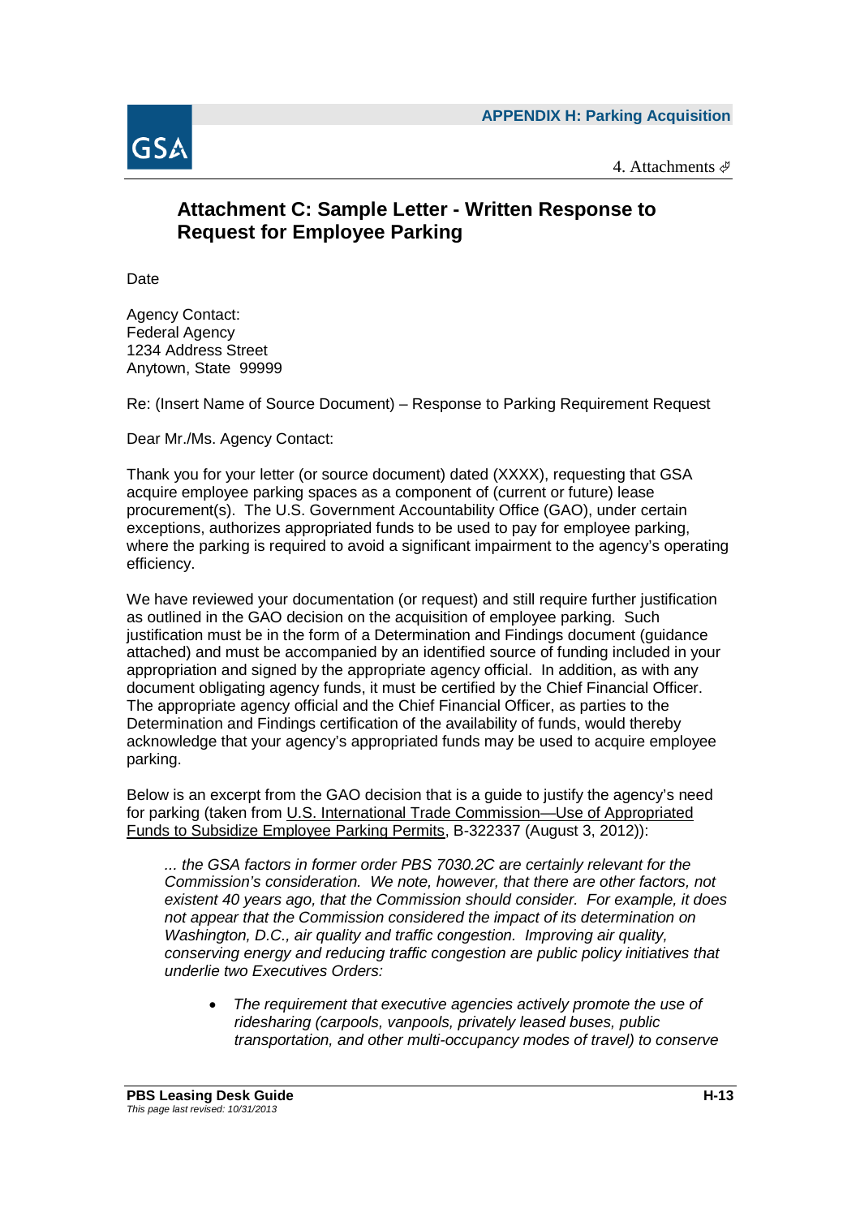## Attachment C: Sample Letter - Written Response to Request for Employee Parking

Date

Agency Contact:
Federal Agency
1234 Address Street
Anytown, State 99999

Re: (Insert Name of Source Document) – Response to Parking Requirement Request

Dear Mr./Ms. Agency Contact:

Thank you for your letter (or source document) dated (XXXX), requesting that GSA acquire employee parking spaces as a component of (current or future) lease procurement(s). The U.S. Government Accountability Office (GAO), under certain exceptions, authorizes appropriated funds to be used to pay for employee parking, where the parking is required to avoid a significant impairment to the agency's operating efficiency.

We have reviewed your documentation (or request) and still require further justification as outlined in the GAO decision on the acquisition of employee parking. Such justification must be in the form of a Determination and Findings document (guidance attached) and must be accompanied by an identified source of funding included in your appropriation and signed by the appropriate agency official. In addition, as with any document obligating agency funds, it must be certified by the Chief Financial Officer. The appropriate agency official and the Chief Financial Officer, as parties to the Determination and Findings certification of the availability of funds, would thereby acknowledge that your agency's appropriated funds may be used to acquire employee parking.

Below is an excerpt from the GAO decision that is a guide to justify the agency's need for parking (taken from U.S. International Trade Commission—Use of Appropriated Funds to Subsidize Employee Parking Permits, B-322337 (August 3, 2012)):

> *... the GSA factors in former order PBS 7030.2C are certainly relevant for the Commission's consideration. We note, however, that there are other factors, not existent 40 years ago, that the Commission should consider. For example, it does not appear that the Commission considered the impact of its determination on Washington, D.C., air quality and traffic congestion. Improving air quality, conserving energy and reducing traffic congestion are public policy initiatives that underlie two Executives Orders:*
>
> - *The requirement that executive agencies actively promote the use of ridesharing (carpools, vanpools, privately leased buses, public transportation, and other multi-occupancy modes of travel) to conserve*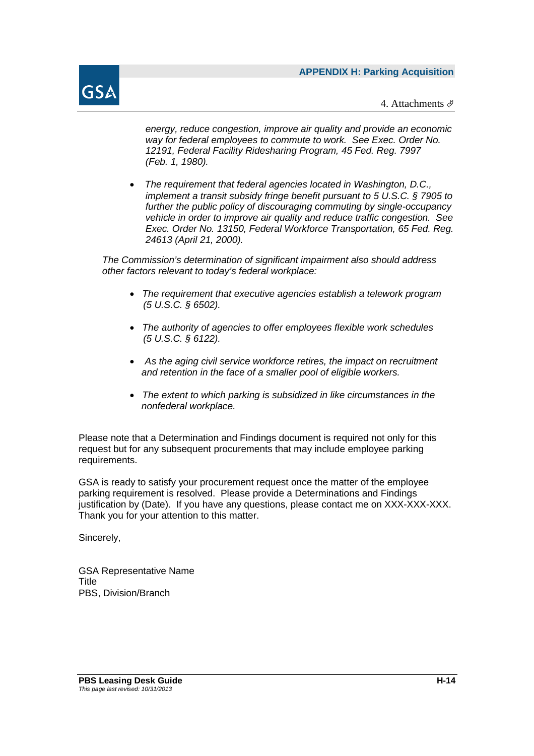*energy, reduce congestion, improve air quality and provide an economic way for federal employees to commute to work. See Exec. Order No. 12191, Federal Facility Ridesharing Program, 45 Fed. Reg. 7997 (Feb. 1, 1980).*

- *The requirement that federal agencies located in Washington, D.C., implement a transit subsidy fringe benefit pursuant to 5 U.S.C. § 7905 to further the public policy of discouraging commuting by single-occupancy vehicle in order to improve air quality and reduce traffic congestion. See Exec. Order No. 13150, Federal Workforce Transportation, 65 Fed. Reg. 24613 (April 21, 2000).*

*The Commission's determination of significant impairment also should address other factors relevant to today's federal workplace:*

- *The requirement that executive agencies establish a telework program (5 U.S.C. § 6502).*
- *The authority of agencies to offer employees flexible work schedules (5 U.S.C. § 6122).*
- *As the aging civil service workforce retires, the impact on recruitment and retention in the face of a smaller pool of eligible workers.*
- *The extent to which parking is subsidized in like circumstances in the nonfederal workplace.*

Please note that a Determination and Findings document is required not only for this request but for any subsequent procurements that may include employee parking requirements.

GSA is ready to satisfy your procurement request once the matter of the employee parking requirement is resolved. Please provide a Determinations and Findings justification by (Date). If you have any questions, please contact me on XXX-XXX-XXX. Thank you for your attention to this matter.

Sincerely,

GSA Representative Name
Title
PBS, Division/Branch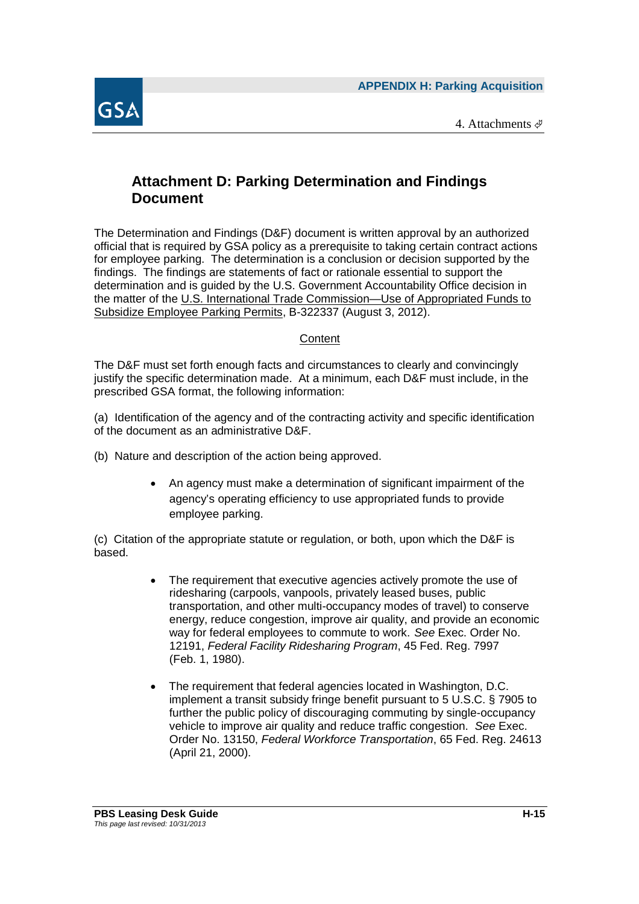## Attachment D: Parking Determination and Findings Document

The Determination and Findings (D&F) document is written approval by an authorized official that is required by GSA policy as a prerequisite to taking certain contract actions for employee parking. The determination is a conclusion or decision supported by the findings. The findings are statements of fact or rationale essential to support the determination and is guided by the U.S. Government Accountability Office decision in the matter of the U.S. International Trade Commission—Use of Appropriated Funds to Subsidize Employee Parking Permits, B-322337 (August 3, 2012).

Content

The D&F must set forth enough facts and circumstances to clearly and convincingly justify the specific determination made. At a minimum, each D&F must include, in the prescribed GSA format, the following information:

(a) Identification of the agency and of the contracting activity and specific identification of the document as an administrative D&F.

(b) Nature and description of the action being approved.

- An agency must make a determination of significant impairment of the agency's operating efficiency to use appropriated funds to provide employee parking.

(c) Citation of the appropriate statute or regulation, or both, upon which the D&F is based.

- The requirement that executive agencies actively promote the use of ridesharing (carpools, vanpools, privately leased buses, public transportation, and other multi-occupancy modes of travel) to conserve energy, reduce congestion, improve air quality, and provide an economic way for federal employees to commute to work. *See* Exec. Order No. 12191, *Federal Facility Ridesharing Program*, 45 Fed. Reg. 7997 (Feb. 1, 1980).

- The requirement that federal agencies located in Washington, D.C. implement a transit subsidy fringe benefit pursuant to 5 U.S.C. § 7905 to further the public policy of discouraging commuting by single-occupancy vehicle to improve air quality and reduce traffic congestion. *See* Exec. Order No. 13150, *Federal Workforce Transportation*, 65 Fed. Reg. 24613 (April 21, 2000).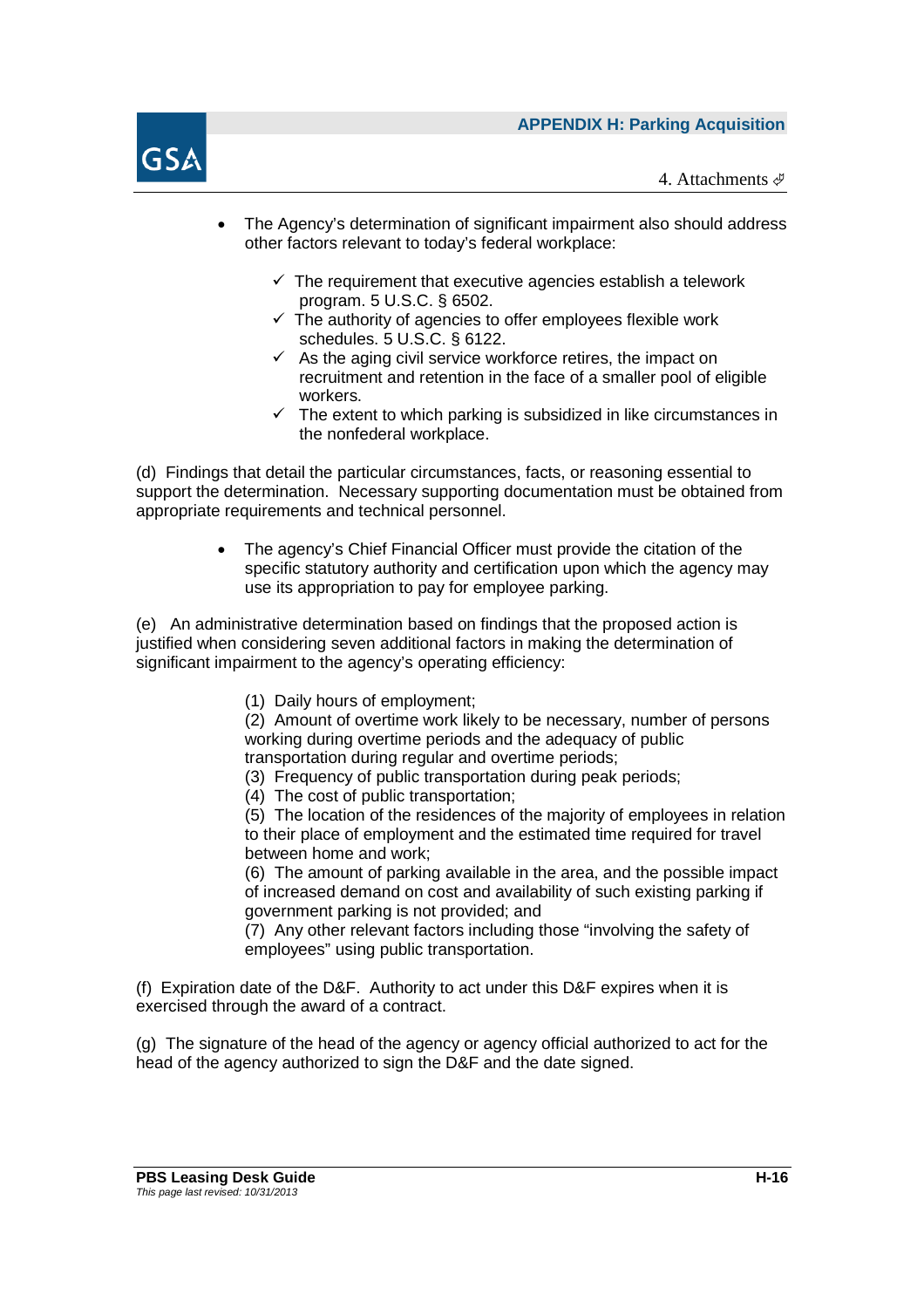- The Agency's determination of significant impairment also should address other factors relevant to today's federal workplace:

  - ✓ The requirement that executive agencies establish a telework program. 5 U.S.C. § 6502.
  - ✓ The authority of agencies to offer employees flexible work schedules. 5 U.S.C. § 6122.
  - ✓ As the aging civil service workforce retires, the impact on recruitment and retention in the face of a smaller pool of eligible workers.
  - ✓ The extent to which parking is subsidized in like circumstances in the nonfederal workplace.

(d) Findings that detail the particular circumstances, facts, or reasoning essential to support the determination. Necessary supporting documentation must be obtained from appropriate requirements and technical personnel.

- The agency's Chief Financial Officer must provide the citation of the specific statutory authority and certification upon which the agency may use its appropriation to pay for employee parking.

(e) An administrative determination based on findings that the proposed action is justified when considering seven additional factors in making the determination of significant impairment to the agency's operating efficiency:

> (1) Daily hours of employment;
> (2) Amount of overtime work likely to be necessary, number of persons working during overtime periods and the adequacy of public transportation during regular and overtime periods;
> (3) Frequency of public transportation during peak periods;
> (4) The cost of public transportation;
> (5) The location of the residences of the majority of employees in relation to their place of employment and the estimated time required for travel between home and work;
> (6) The amount of parking available in the area, and the possible impact of increased demand on cost and availability of such existing parking if government parking is not provided; and
> (7) Any other relevant factors including those "involving the safety of employees" using public transportation.

(f) Expiration date of the D&F. Authority to act under this D&F expires when it is exercised through the award of a contract.

(g) The signature of the head of the agency or agency official authorized to act for the head of the agency authorized to sign the D&F and the date signed.